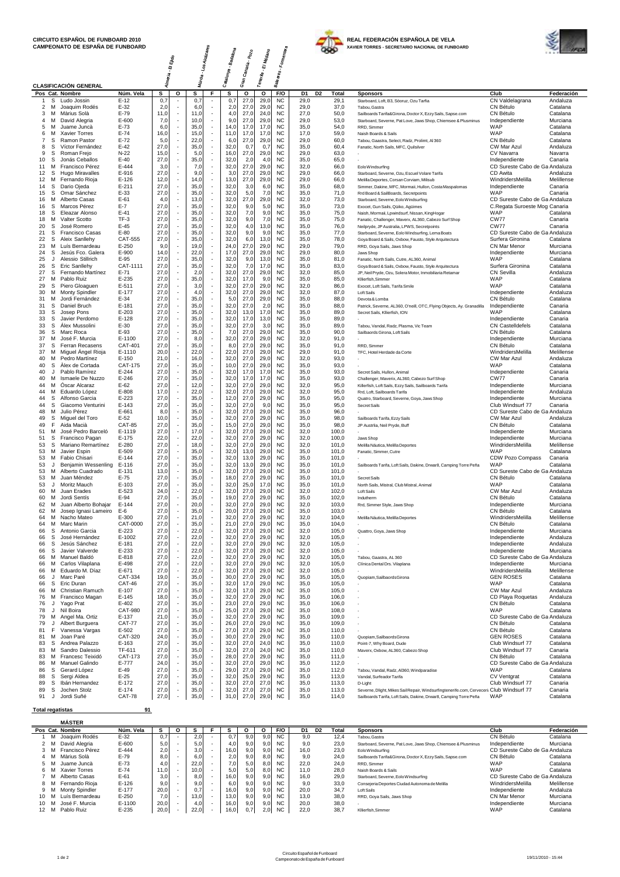**CIRCUITO ESPAÑOL DE FUNBOARD 2010**
**CAMPEONATO DE ESPAÑA DE FUNBOARD**

**REAL FEDERACIÓN ESPAÑOLA DE VELA**
**XAVIER TORRES - SECRETARIO NACIONAL DE FUNBOARD**

## CLASIFICACIÓN GENERAL

| | | | | Almería - El Ejido | | Murcia - Los Alcázares | | Catalunya - Badalona | Gran Canaria - Pozo | Tenerife - El Médano | Baleares - Formentera | | | | | | |
|---|---|---|---|---|---|---|---|---|---|---|---|---|---|---|---|---|---|
| Pos | Cat. | Nombre | Núm. Vela | S | O | S | F | S | O | O | F/O | D1 | D2 | Total | Sponsors | Club | Federación |
| 1 | S | Ludo Jossin | E-12 | 0,7 | - | 0,7 | - | 0,7 | 27,0 | 29,0 | NC | 29,0 | | 29,1 | Starboard, Loft, B3, Sooruz, Ozu Tarfia | CN Valdelagrana | Andaluza |
| 2 | M | Joaquim Rodés | E-32 | 2,0 | - | 6,0 | - | 2,0 | 27,0 | 29,0 | NC | 29,0 | | 37,0 | Tabou, Gastra | CN Bétulo | Catalana |
| 3 | M | Màrius Solà | E-79 | 11,0 | - | 11,0 | - | 4,0 | 27,0 | 24,0 | NC | 27,0 | | 50,0 | Sailboards Tarifa&Girona, Doctor X, Ezzy Sails, Sapse.com | CN Bétulo | Catalana |
| 4 | M | David Alegria | E-600 | 7,0 | - | 10,0 | - | 9,0 | 27,0 | 29,0 | NC | 29,0 | | 53,0 | Starboard, Severne, Pat Love, Jaws Shop, Chiemsee & Plusminus | Independiente | Murciana |
| 5 | M | Juame Juncà | E-73 | 6,0 | - | 35,0 | - | 14,0 | 17,0 | 17,0 | NC | 35,0 | | 54,0 | RRD, Simmer | WAP | Catalana |
| 6 | M | Xavier Torres | E-74 | 16,0 | - | 15,0 | - | 11,0 | 17,0 | 17,0 | NC | 17,0 | | 59,0 | Naish Boards & Sails | WAP | Catalana |
| 7 | S | Ramon Pastor | E-72 | 5,0 | - | 22,0 | - | 6,0 | 27,0 | 29,0 | NC | 29,0 | | 60,0 | Tabou, Gaastra, Select, Radz, Prolimt, Al 360 | CN Bétulo | Catalana |
| 8 | S | Victor Fernández | E-42 | 27,0 | - | 35,0 | - | 32,0 | 0,7 | 0,7 | NC | 35,0 | | 60,4 | Fanatic, North Sails, MFC, Quilsilver | CW Mar Azul | Andaluza |
| 9 | S | Roman Frejo | N-22 | 15,0 | - | 5,0 | - | 16,0 | 27,0 | 29,0 | NC | 29,0 | | 63,0 | - | CV Navarra | Navarra |
| 10 | S | Jonás Ceballos | E-40 | 27,0 | - | 35,0 | - | 32,0 | 2,0 | 4,0 | NC | 35,0 | | 65,0 | - | Independiente | Canaria |
| 11 | M | Francisco Pérez | E-444 | 3,0 | - | 7,0 | - | 32,0 | 27,0 | 29,0 | NC | 32,0 | | 66,0 | Eolo Windsurfing | CD Sureste Cabo de Gata | Andaluza |
| 12 | S | Hugo Miravalles | E-916 | 27,0 | - | 9,0 | - | 3,0 | 27,0 | 29,0 | NC | 29,0 | | 66,0 | Starboard, Severne, Ozu, Escuel Volare Tarifa | CD Awita | Andaluza |
| 12 | M | Fernando Rioja | E-126 | 12,0 | - | 14,0 | - | 13,0 | 27,0 | 29,0 | NC | 29,0 | | 66,0 | Melilla Deportes, Corsan Corviam, Milisub | WindridersMelilla | Melillense |
| 14 | S | Dario Ojeda | E-211 | 27,0 | - | 35,0 | - | 32,0 | 3,0 | 6,0 | NC | 35,0 | | 68,0 | Simmer, Dakine, MFC, Mormaii, Hullon, Costa Maspalomas | Independiente | Canaria |
| 15 | S | Omar Sánchez | E-33 | 27,0 | - | 35,0 | - | 32,0 | 5,0 | 7,0 | NC | 35,0 | | 71,0 | Rrd Board & SailBoards, Secretpoints | WAP | Canaria |
| 16 | M | Alberto Casas | E-61 | 4,0 | - | 13,0 | - | 32,0 | 27,0 | 29,0 | NC | 32,0 | | 73,0 | Starboard, Severne, Eolo Windsurfing | CD Sureste Cabo de Gata | Andaluza |
| 16 | S | Marcos Pérez | E-7 | 27,0 | - | 35,0 | - | 32,0 | 9,0 | 5,0 | NC | 35,0 | | 73,0 | Exocet, Gun Sails, Qüiko, Agüimes | C.Regata Suroeste Mog | Canaria |
| 18 | S | Eleazar Alonso | E-41 | 27,0 | - | 35,0 | - | 32,0 | 7,0 | 9,0 | NC | 35,0 | | 75,0 | Naish, Mormaii, Lpwindsurf, Nissan, KingHogar | WAP | Catalana |
| 18 | M | Valter Scotto | TF-3 | 27,0 | - | 35,0 | - | 32,0 | 9,0 | 7,0 | NC | 35,0 | | 75,0 | Fanatic, Challenger, Maverx, AL360, Cabezo Surf Shop | CW77 | Canaria |
| 20 | S | José Romero | E-45 | 27,0 | - | 35,0 | - | 32,0 | 4,0 | 13,0 | NC | 35,0 | | 76,0 | Neilpryde, JP Australia, LPWS, Secretpoints | CW77 | Canaria |
| 21 | S | Francisco Casas | E-80 | 27,0 | - | 35,0 | - | 32,0 | 9,0 | 9,0 | NC | 35,0 | | 77,0 | Starboard, Severne, Eolo Windsurfing, Lema Boats | CD Sureste Cabo de Gata | Andaluza |
| 22 | S | Aleix Sanllehy | CAT-555 | 27,0 | - | 35,0 | - | 32,0 | 6,0 | 13,0 | NC | 35,0 | | 78,0 | Goya Board & Sails, Oxbow, Fausto, Style Arquitectura | Surfera Gironina | Catalana |
| 23 | M | Luís Bernardeau | E-250 | 9,0 | - | 19,0 | - | 24,0 | 27,0 | 29,0 | NC | 29,0 | | 79,0 | RRD, Goya Sails, Jaws Shop | CN Mar Menor | Murciana |
| 24 | S | Jesús Fco. Galera | E-900 | 14,0 | - | 22,0 | - | 17,0 | 27,0 | 29,0 | NC | 29,0 | | 80,0 | Jaws Shop | Independiente | Murciana |
| 25 | J | Alessio Stillrich | E-95 | 27,0 | - | 35,0 | - | 32,0 | 9,0 | 13,0 | NC | 35,0 | | 81,0 | Fanatic, North Sails, Cutre, AL360, Animal | WAP | Catalana |
| 26 | S | Eric Sanllehy | CAT-1111 | 27,0 | - | 35,0 | - | 32,0 | 7,0 | 17,0 | NC | 35,0 | | 83,0 | Goya Board & Sails, Oxbow, Fausto, Style Arquitectura | Surfera Gironina | Catalana |
| 27 | S | Fernando Martínez | E-71 | 27,0 | - | 2,0 | - | 32,0 | 27,0 | 29,0 | NC | 32,0 | | 85,0 | JP, Neil Pryde, Ozu, Solera Motor, Inmobiliaria Retamar | CN Sevilla | Andaluza |
| 27 | M | Pablo Ruiz | E-235 | 27,0 | - | 35,0 | - | 32,0 | 17,0 | 9,0 | NC | 35,0 | | 85,0 | Kllierfish, Simmer | WAP | Catalana |
| 29 | S | Piero Gloaguen | E-511 | 27,0 | - | 3,0 | - | 32,0 | 27,0 | 29,0 | NC | 32,0 | | 86,0 | Exocet, Loft Sails, Tarifa Smile | WAP | Catalana |
| 30 | M | Monty Spindler | E-177 | 27,0 | - | 4,0 | - | 32,0 | 27,0 | 29,0 | NC | 32,0 | | 87,0 | Loft Sails | Independiente | Andaluza |
| 31 | M | Jordi Fernández | E-34 | 27,0 | - | 35,0 | - | 5,0 | 27,0 | 29,0 | NC | 35,0 | | 88,0 | Devota & Lomba | CN Bétulo | Catalana |
| 31 | S | Daniel Bruch | E-181 | 27,0 | - | 35,0 | - | 32,0 | 27,0 | 2,0 | NC | 35,0 | | 88,0 | Patrick, Severne, AL360, O'neill, OTC, Flying Objects, Ay. Granadilla | Independiente | Canaria |
| 33 | S | Josep Pons | E-203 | 27,0 | - | 35,0 | - | 32,0 | 13,0 | 17,0 | NC | 35,0 | | 89,0 | Secret Sails, Kllierfish, ION | WAP | Catalana |
| 33 | S | Javier Perdomo | E-128 | 27,0 | - | 35,0 | - | 32,0 | 17,0 | 13,0 | NC | 35,0 | | 89,0 | - | Independiente | Canaria |
| 33 | S | Álex Mussolini | E-30 | 27,0 | - | 35,0 | - | 32,0 | 27,0 | 3,0 | NC | 35,0 | | 89,0 | Tabou, Vandal, Radz, Plasma, Vic Team | CN Castelldefels | Catalana |
| 36 | S | Marc Roca | E-93 | 27,0 | - | 35,0 | - | 7,0 | 27,0 | 29,0 | NC | 35,0 | | 90,0 | Sailboards Girona, Loft Sails | CN Bétulo | Catalana |
| 37 | M | José F. Murcia | E-1100 | 27,0 | - | 8,0 | - | 32,0 | 27,0 | 29,0 | NC | 32,0 | | 91,0 | - | Independiente | Murciana |
| 37 | S | Ferran Recasens | CAT-401 | 27,0 | - | 35,0 | - | 8,0 | 27,0 | 29,0 | NC | 35,0 | | 91,0 | RRD, Simmer | CN Bétulo | Catalana |
| 37 | M | Miguel Ángel Rioja | E-1110 | 20,0 | - | 22,0 | - | 22,0 | 27,0 | 29,0 | NC | 29,0 | | 91,0 | TFC, Hotel Herdade da Corte | WindridersMelilla | Melillense |
| 40 | M | Pedro Martínez | E-150 | 21,0 | - | 16,0 | - | 32,0 | 27,0 | 29,0 | NC | 32,0 | | 93,0 | - | CW Mar Azul | Andaluza |
| 40 | S | Àlex de Cortada | CAT-175 | 27,0 | - | 35,0 | - | 10,0 | 27,0 | 29,0 | NC | 35,0 | | 93,0 | - | WAP | Catalana |
| 40 | J | Pablo Ramírez | E-244 | 27,0 | - | 35,0 | - | 32,0 | 17,0 | 17,0 | NC | 35,0 | | 93,0 | Secret Sails, Hullon, Animal | Independiente | Canaria |
| 40 | M | Ismaele De Nuzzo | E-246 | 27,0 | - | 35,0 | - | 32,0 | 17,0 | 17,0 | NC | 35,0 | | 93,0 | Challenger, Maverix, AL360, Cabezo Surf Shop | CW77 | Canaria |
| 44 | M | Óscar Alcaraz | E-62 | 27,0 | - | 12,0 | - | 32,0 | 27,0 | 29,0 | NC | 32,0 | | 95,0 | Killerfish, Loft Sails, Ezzy Sails, Sailboards Tarifa | Independiente | Murciana |
| 44 | M | Eduardo López | E-808 | 17,0 | - | 22,0 | - | 32,0 | 27,0 | 29,0 | NC | 32,0 | | 95,0 | Rrd, Loft, Sailboards Tarifa | Independiente | Andaluza |
| 44 | S | Alfonso Garcia | E-223 | 27,0 | - | 35,0 | - | 12,0 | 27,0 | 29,0 | NC | 35,0 | | 95,0 | Quatro, Starboard, Severne, Goya, Jaws Shop | Independiente | Murciana |
| 44 | S | Giacomo Venturini | E-143 | 27,0 | - | 35,0 | - | 32,0 | 27,0 | 9,0 | NC | 35,0 | | 95,0 | Secret Sails | Club Windsurf 77 | Canaria |
| 48 | M | Julio Pérez | E-661 | 8,0 | - | 35,0 | - | 32,0 | 27,0 | 29,0 | NC | 35,0 | | 96,0 | - | CD Sureste Cabo de Gata | Andaluza |
| 49 | S | Miguel del Toro | E-52 | 10,0 | - | 35,0 | - | 32,0 | 27,0 | 29,0 | NC | 35,0 | | 98,0 | Sailboards Tarifa, Ezzy Sails | CW Mar Azul | Andaluza |
| 49 | F | Aida Macià | CAT-85 | 27,0 | - | 35,0 | - | 15,0 | 27,0 | 29,0 | NC | 35,0 | | 98,0 | JP Austrlia, Neil Pryde, Buff | CN Bétulo | Catalana |
| 51 | M | José Pedro Barceló | E-1119 | 27,0 | - | 17,0 | - | 32,0 | 27,0 | 29,0 | NC | 32,0 | | 100,0 | - | Independiente | Murciana |
| 51 | S | Francisco Pagan | E-175 | 22,0 | - | 22,0 | - | 32,0 | 27,0 | 29,0 | NC | 32,0 | | 100,0 | Jaws Shop | Independiente | Murciana |
| 53 | S | Mariano Remartínez | E-280 | 27,0 | - | 18,0 | - | 32,0 | 27,0 | 29,0 | NC | 32,0 | | 101,0 | Melilla Náutica, Melilla Deportes | WindridersMelilla | Melillense |
| 53 | M | Javier Espin | E-509 | 27,0 | - | 35,0 | - | 32,0 | 13,0 | 29,0 | NC | 35,0 | | 101,0 | Fanatic, Simmer, Cutre | WAP | Catalana |
| 53 | M | Fabio Chisari | E-144 | 27,0 | - | 35,0 | - | 32,0 | 13,0 | 29,0 | NC | 35,0 | | 101,0 | - | CDW Pozo Compass | Canaria |
| 53 | J | Benjamin Wessenling | E-116 | 27,0 | - | 35,0 | - | 32,0 | 13,0 | 29,0 | NC | 35,0 | | 101,0 | Sailboards Tarifa, Loft Sails, Dakine, Drwar8, Camping Torre Peña | WAP | Catalana |
| 53 | M | Alberto Cuadrado | E-131 | 13,0 | - | 35,0 | - | 32,0 | 27,0 | 29,0 | NC | 35,0 | | 101,0 | - | CD Sureste Cabo de Gata | Andaluza |
| 53 | M | Juan Méndez | E-75 | 27,0 | - | 35,0 | - | 18,0 | 27,0 | 29,0 | NC | 35,0 | | 101,0 | Secret Sails | CN Bétulo | Catalana |
| 53 | J | Moritz Mauch | E-103 | 27,0 | - | 35,0 | - | 32,0 | 25,0 | 17,0 | NC | 35,0 | | 101,0 | North Sails, Mistral, Club Mistral, Animal | WAP | Catalana |
| 60 | M | Juan Erades | E-523 | 24,0 | - | 22,0 | - | 32,0 | 27,0 | 29,0 | NC | 32,0 | | 102,0 | Loft Sails | CW Mar Azul | Andaluza |
| 60 | M | Jordi Sentís | E-94 | 27,0 | - | 35,0 | - | 19,0 | 27,0 | 29,0 | NC | 35,0 | | 102,0 | Indutherm | CN Bétulo | Catalana |
| 62 | M | Juan Alberto Bohajar | E-144 | 27,0 | - | 20,0 | - | 32,0 | 27,0 | 29,0 | NC | 32,0 | | 103,0 | Rrd, Simmer Style, Jaws Shop | Independiente | Murciana |
| 62 | M | Josep Ignasi Lameiro | E-6 | 27,0 | - | 35,0 | - | 20,0 | 27,0 | 29,0 | NC | 35,0 | | 103,0 | - | CN Bétulo | Catalana |
| 64 | M | Nacho Mateo | E-300 | 27,0 | - | 21,0 | - | 32,0 | 27,0 | 29,0 | NC | 32,0 | | 104,0 | Melilla Náutica, Melilla Deportes | WindridersMelilla | Melillense |
| 64 | M | Marc Marin | CAT-0000 | 27,0 | - | 35,0 | - | 21,0 | 27,0 | 29,0 | NC | 35,0 | | 104,0 | - | CN Bétulo | Catalana |
| 66 | S | Antonio Garcia | E-223 | 27,0 | - | 22,0 | - | 32,0 | 27,0 | 29,0 | NC | 32,0 | | 105,0 | Quattro, Goya, Jaws Shop | Independiente | Murciana |
| 66 | S | José Hernández | E-1002 | 27,0 | - | 22,0 | - | 32,0 | 27,0 | 29,0 | NC | 32,0 | | 105,0 | - | Independiente | Andaluza |
| 66 | S | Jesús Sánchez | E-181 | 27,0 | - | 22,0 | - | 32,0 | 27,0 | 29,0 | NC | 32,0 | | 105,0 | - | Independiente | Andaluza |
| 66 | S | Javier Valverde | E-233 | 27,0 | - | 22,0 | - | 32,0 | 27,0 | 29,0 | NC | 32,0 | | 105,0 | - | Independiente | Murciana |
| 66 | M | Manuel Baldó | E-818 | 27,0 | - | 22,0 | - | 32,0 | 27,0 | 29,0 | NC | 32,0 | | 105,0 | Tabou, Gaastra, AL 360 | CD Sureste Cabo de Gata | Andaluza |
| 66 | M | Carlos Vilaplana | E-498 | 27,0 | - | 22,0 | - | 32,0 | 27,0 | 29,0 | NC | 32,0 | | 105,0 | Clinica Dental Drs. Vilaplana | Independiente | Murciana |
| 66 | M | Eduardo M. Díaz | E-671 | 27,0 | - | 22,0 | - | 32,0 | 27,0 | 29,0 | NC | 32,0 | | 105,0 | - | WindridersMelilla | Melillense |
| 66 | J | Marc Paré | CAT-334 | 19,0 | - | 35,0 | - | 30,0 | 27,0 | 29,0 | NC | 35,0 | | 105,0 | Quopiam, SailbaordsGirona | GEN ROSES | Catalana |
| 66 | S | Eric Duran | CAT-46 | 27,0 | - | 35,0 | - | 32,0 | 17,0 | 29,0 | NC | 35,0 | | 105,0 | - | WAP | Catalana |
| 66 | M | Christian Ramuch | E-107 | 27,0 | - | 35,0 | - | 32,0 | 17,0 | 29,0 | NC | 35,0 | | 105,0 | - | CW Mar Azul | Andaluza |
| 76 | M | Francisco Magan | E-145 | 18,0 | - | 35,0 | - | 32,0 | 27,0 | 29,0 | NC | 35,0 | | 106,0 | - | CD Playa Roquetas | Andaluza |
| 76 | J | Yago Prat | E-402 | 27,0 | - | 35,0 | - | 23,0 | 27,0 | 29,0 | NC | 35,0 | | 106,0 | - | CN Bétulo | Catalana |
| 78 | J | Nil Boira | CAT-980 | 27,0 | - | 35,0 | - | 25,0 | 27,0 | 29,0 | NC | 35,0 | | 108,0 | - | WAP | Catalana |
| 79 | M | Angel Ma. Ortiz | E-137 | 21,0 | - | 35,0 | - | 32,0 | 27,0 | 29,0 | NC | 35,0 | | 109,0 | - | CD Sureste Cabo de Gata | Andaluza |
| 79 | J | Albert Burguera | CAT-77 | 27,0 | - | 35,0 | - | 26,0 | 27,0 | 29,0 | NC | 35,0 | | 109,0 | - | CN Bétulo | Catalana |
| 81 | F | Vanessa Vargas | E-502 | 27,0 | - | 35,0 | - | 27,0 | 27,0 | 29,0 | NC | 35,0 | | 110,0 | - | CN Bétulo | Catalana |
| 81 | M | Joan Paré | CAT-320 | 24,0 | - | 35,0 | - | 30,0 | 27,0 | 29,0 | NC | 35,0 | | 110,0 | Quopiam, SailbaordsGirona | GEN ROSES | Catalana |
| 83 | S | Andrea Palazzo | E-163 | 27,0 | - | 35,0 | - | 32,0 | 27,0 | 24,0 | NC | 35,0 | | 110,0 | Point-7, Why Board, Dude | Club Windsurf 77 | Catalana |
| 83 | M | Sandro Dalessio | TF-611 | 27,0 | - | 35,0 | - | 32,0 | 27,0 | 24,0 | NC | 35,0 | | 110,0 | Maverx, Oxbow, AL360, Cabezo Shop | Club Windsurf 77 | Canaria |
| 83 | M | Francesc Teixidó | CAT-173 | 27,0 | - | 35,0 | - | 28,0 | 27,0 | 29,0 | NC | 35,0 | | 111,0 | - | CN Bétulo | Catalana |
| 86 | M | Manuel Galindo | E-777 | 24,0 | - | 35,0 | - | 32,0 | 27,0 | 29,0 | NC | 35,0 | | 112,0 | - | CD Sureste Cabo de Gata | Andaluza |
| 86 | S | Gerard López | E-49 | 27,0 | - | 35,0 | - | 29,0 | 27,0 | 29,0 | NC | 35,0 | | 112,0 | Tabou, Vandal, Radz, Al360, Windparadise | WAP | Catalana |
| 88 | S | Sergi Aldea | E-25 | 27,0 | - | 35,0 | - | 32,0 | 25,0 | 29,0 | NC | 35,0 | | 113,0 | Vandal, Surfeador Tarifa | CV Ventgrat | Catalana |
| 89 | S | Ibán Hernandez | E-172 | 27,0 | - | 35,0 | - | 32,0 | 27,0 | 27,0 | NC | 35,0 | | 113,0 | D-Light | Club Windsurf 77 | Canaria |
| 89 | S | Jochen Stolz | E-174 | 27,0 | - | 35,0 | - | 32,0 | 27,0 | 27,0 | NC | 35,0 | | 113,0 | Severne, Dlight, Mikes Sail Repair, Windsurfingtenerife.com, Cerveceri | Club Windsurf 77 | Canaria |
| 91 | J | Jordi Suñé | CAT-78 | 27,0 | - | 35,0 | - | 31,0 | 27,0 | 29,0 | NC | 35,0 | | 114,0 | Sailboards Tarifa, Loft Sails, Dakine, Drwar8, Camping Torre Peña | WAP | Catalana |

**Total regatistas** 91

## MÁSTER

| Pos | Cat. | Nombre | Núm. Vela | S | O | S | F | S | O | O | F/O | D1 | D2 | Total | Sponsors | Club | Federación |
|---|---|---|---|---|---|---|---|---|---|---|---|---|---|---|---|---|---|
| 1 | M | Joaquim Rodés | E-32 | 0,7 | - | 2,0 | - | 0,7 | 9,0 | 9,0 | NC | 9,0 | | 12,4 | Tabou, Gastra | CN Bétulo | Catalana |
| 2 | M | David Alegria | E-600 | 5,0 | - | 5,0 | - | 4,0 | 9,0 | 9,0 | NC | 9,0 | | 23,0 | Starboard, Severne, Pat Love, Jaws Shop, Chiemsee & Plusminus | Independiente | Murciana |
| 3 | M | Francisco Pérez | E-444 | 2,0 | - | 3,0 | - | 16,0 | 9,0 | 9,0 | NC | 16,0 | | 23,0 | Eolo Windsurfing | CD Sureste Cabo de Gata | Andaluza |
| 4 | M | Màrius Solà | E-79 | 8,0 | - | 6,0 | - | 2,0 | 9,0 | 8,0 | NC | 9,0 | | 24,0 | Sailboards Tarifa&Girona, Doctor X, Ezzy Sails, Sapse.com | CN Bétulo | Catalana |
| 5 | M | Juame Juncà | E-73 | 4,0 | - | 22,0 | - | 7,0 | 5,0 | 8,0 | NC | 22,0 | | 24,0 | RRD, Simmer | WAP | Catalana |
| 6 | M | Xavier Torres | E-74 | 11,0 | - | 10,0 | - | 5,0 | 5,0 | 8,0 | NC | 11,0 | | 28,0 | Naish Boards & Sails | WAP | Catalana |
| 7 | M | Alberto Casas | E-61 | 3,0 | - | 8,0 | - | 16,0 | 9,0 | 9,0 | NC | 16,0 | | 29,0 | Starboard, Severne, Eolo Windsurfing | CD Sureste Cabo de Gata | Andaluza |
| 8 | M | Fernando Rioja | E-126 | 9,0 | - | 9,0 | - | 6,0 | 9,0 | 9,0 | NC | 9,0 | | 33,0 | Consejeria Deportes Ciudad Autonoma de Melilla | WindridersMelilla | Melillense |
| 9 | M | Monty Spindler | E-177 | 20,0 | - | 0,7 | - | 16,0 | 9,0 | 9,0 | NC | 20,0 | | 34,7 | Loft Sails | Independiente | Andaluza |
| 10 | M | Luís Bernardeau | E-250 | 7,0 | - | 13,0 | - | 13,0 | 9,0 | 9,0 | NC | 13,0 | | 38,0 | RRD, Goya Sails, Jaws Shop | CN Mar Menor | Murciana |
| 10 | M | José F. Murcia | E-1100 | 20,0 | - | 4,0 | - | 16,0 | 9,0 | 9,0 | NC | 20,0 | | 38,0 | - | Independiente | Murciana |
| 12 | M | Pablo Ruiz | E-235 | 20,0 | - | 22,0 | - | 16,0 | 0,7 | 2,0 | NC | 22,0 | | 38,7 | Kllierfish, Simmer | WAP | Catalana |

Circuito Español de Funboard
Campeonato de España de Funboard
19/11/2010 - 15:44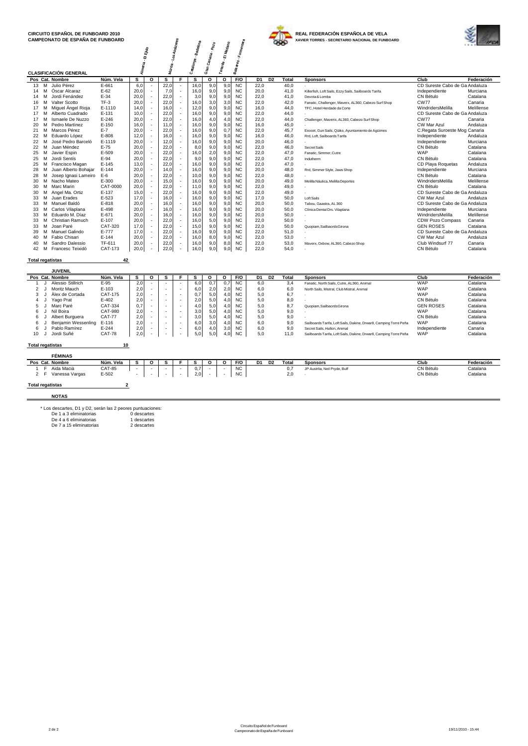**CIRCUITO ESPAÑOL DE FUNBOARD 2010**
**CAMPEONATO DE ESPAÑA DE FUNBOARD**

**REAL FEDERACIÓN ESPAÑOLA DE VELA**
**XAVIER TORRES - SECRETARIO NACIONAL DE FUNBOARD**

Almería - El Ejido | Múrcia - Los Alcázares | Catalunya - Badalona | Gran Canaria - Pozo | Tenerife - El Médano | Baleares - Formentera

## CLASIFICACIÓN GENERAL

| Pos | Cat. | Nombre | Núm. Vela | S | O | S | F | S | O | O | F/O | D1 | D2 | Total | Sponsors | Club | Federación |
|---|---|---|---|---|---|---|---|---|---|---|---|---|---|---|---|---|---|
| 13 | M | Julio Pérez | E-661 | 6,0 | - | 22,0 | - | 16,0 | 9,0 | 9,0 | NC | 22,0 | | 40,0 | - | CD Sureste Cabo de Ga | Andaluza |
| 14 | M | Óscar Alcaraz | E-62 | 20,0 | - | 7,0 | - | 16,0 | 9,0 | 9,0 | NC | 20,0 | | 41,0 | Killerfish, Loft Sails, Ezzy Sails, Sailboards Tarifa | Independiente | Murciana |
| 14 | M | Jordi Fenández | E-34 | 20,0 | - | 22,0 | - | 3,0 | 9,0 | 9,0 | NC | 22,0 | | 41,0 | Devota & Lomba | CN Bétulo | Catalana |
| 16 | M | Valter Scotto | TF-3 | 20,0 | - | 22,0 | - | 16,0 | 3,0 | 3,0 | NC | 22,0 | | 42,0 | Fanatic, Challenger, Maverx, AL360, Cabezo Surf Shop | CW77 | Canaria |
| 17 | M | Miguel Ángel Rioja | E-1110 | 14,0 | - | 16,0 | - | 12,0 | 9,0 | 9,0 | NC | 16,0 | | 44,0 | TFC, Hotel Herdade da Corte | WindridersMelilla | Melillense |
| 17 | M | Alberto Cuadrado | E-131 | 10,0 | - | 22,0 | - | 16,0 | 9,0 | 9,0 | NC | 22,0 | | 44,0 | - | CD Sureste Cabo de Ga | Andaluza |
| 17 | M | Ismaele De Nuzzo | E-246 | 20,0 | - | 22,0 | - | 16,0 | 4,0 | 4,0 | NC | 22,0 | | 44,0 | Challenger, Maverix, AL360, Cabezo Surf Shop | CW77 | Canaria |
| 20 | M | Pedro Martínez | E-150 | 16,0 | - | 11,0 | - | 16,0 | 9,0 | 9,0 | NC | 16,0 | | 45,0 | - | CW Mar Azul | Andaluza |
| 21 | M | Marcos Pérez | E-7 | 20,0 | - | 22,0 | - | 16,0 | 9,0 | 0,7 | NC | 22,0 | | 45,7 | Exocet, Gun Sails, Qüiko, Ayuntamiento de Agüimes | C.Regata Suroeste Mog | Canaria |
| 22 | M | Eduardo López | E-808 | 12,0 | - | 16,0 | - | 16,0 | 9,0 | 9,0 | NC | 16,0 | | 46,0 | Rrd, Loft, Sailboards Tarifa | Independiente | Andaluza |
| 22 | M | José Pedro Barceló | E-1119 | 20,0 | - | 12,0 | - | 16,0 | 9,0 | 9,0 | NC | 20,0 | | 46,0 | - | Independiente | Murciana |
| 22 | M | Juan Méndez | E-75 | 20,0 | - | 22,0 | - | 8,0 | 9,0 | 9,0 | NC | 22,0 | | 46,0 | Secret Sails | CN Bétulo | Catalana |
| 25 | M | Javier Espin | E-509 | 20,0 | - | 22,0 | - | 16,0 | 2,0 | 9,0 | NC | 22,0 | | 47,0 | Fanatic, Simmer, Cutre | WAP | Catalana |
| 25 | M | Jordi Sentís | E-94 | 20,0 | - | 22,0 | - | 9,0 | 9,0 | 9,0 | NC | 22,0 | | 47,0 | Intutherm | CN Bétulo | Catalana |
| 25 | M | Francisco Magan | E-145 | 13,0 | - | 22,0 | - | 16,0 | 9,0 | 9,0 | NC | 22,0 | | 47,0 | - | CD Playa Roquetas | Andaluza |
| 28 | M | Juan Alberto Bohajar | E-144 | 20,0 | - | 14,0 | - | 16,0 | 9,0 | 9,0 | NC | 20,0 | | 48,0 | Rrd, Simmer Style, Jaws Shop | Independiente | Murciana |
| 28 | M | Josep Ignasi Lameiro | E-6 | 20,0 | - | 22,0 | - | 10,0 | 9,0 | 9,0 | NC | 22,0 | | 48,0 | - | CN Bétulo | Catalana |
| 30 | M | Nacho Mateo | E-300 | 20,0 | - | 15,0 | - | 16,0 | 9,0 | 9,0 | NC | 20,0 | | 49,0 | Melilla Náutica, Melilla Deportes | WindridersMelilla | Melillense |
| 30 | M | Marc Marin | CAT-0000 | 20,0 | - | 22,0 | - | 11,0 | 9,0 | 9,0 | NC | 22,0 | | 49,0 | - | CN Bétulo | Catalana |
| 30 | M | Angel Ma. Ortiz | E-137 | 15,0 | - | 22,0 | - | 16,0 | 9,0 | 9,0 | NC | 22,0 | | 49,0 | - | CD Sureste Cabo de Ga | Andaluza |
| 33 | M | Juan Erades | E-523 | 17,0 | - | 16,0 | - | 16,0 | 9,0 | 9,0 | NC | 17,0 | | 50,0 | Loft Sails | CW Mar Azul | Andaluza |
| 33 | M | Manuel Baldó | E-818 | 20,0 | - | 16,0 | - | 16,0 | 9,0 | 9,0 | NC | 20,0 | | 50,0 | Tabou, Gaastra, AL360 | CD Sureste Cabo de Ga | Andaluza |
| 33 | M | Carlos Vilaplana | E-498 | 20,0 | - | 16,0 | - | 16,0 | 9,0 | 9,0 | NC | 20,0 | | 50,0 | Clínica Dental Drs. Vilaplana | Independiente | Murciana |
| 33 | M | Eduardo M. Díaz | E-671 | 20,0 | - | 16,0 | - | 16,0 | 9,0 | 9,0 | NC | 20,0 | | 50,0 | - | WindridersMelilla | Melillense |
| 33 | M | Christian Ramuch | E-107 | 20,0 | - | 22,0 | - | 16,0 | 5,0 | 9,0 | NC | 22,0 | | 50,0 | - | CDW Pozo Compass | Canaria |
| 33 | M | Joan Paré | CAT-320 | 17,0 | - | 22,0 | - | 15,0 | 9,0 | 9,0 | NC | 22,0 | | 50,0 | Quopiam,SailbaordsGirona | GEN ROSES | Catalana |
| 39 | M | Manuel Galindo | E-777 | 17,0 | - | 22,0 | - | 16,0 | 9,0 | 9,0 | NC | 22,0 | | 51,0 | - | CD Sureste Cabo de Ga | Andaluza |
| 40 | M | Fabio Chisari | E-144 | 20,0 | - | 22,0 | - | 16,0 | 8,0 | 9,0 | NC | 22,0 | | 53,0 | - | CW Mar Azul | Andaluza |
| 40 | M | Sandro Dalessio | TF-611 | 20,0 | - | 22,0 | - | 16,0 | 9,0 | 8,0 | NC | 22,0 | | 53,0 | Maverx, Oxbow, AL360, Cabezo Shop | Club Windsurf 77 | Canaria |
| 42 | M | Francesc Teixidó | CAT-173 | 20,0 | - | 22,0 | - | 16,0 | 9,0 | 9,0 | NC | 22,0 | | 54,0 | - | CN Bétulo | Catalana |

**Total regatistas** 42

### JUVENIL

| Pos | Cat. | Nombre | Núm. Vela | S | O | S | F | S | O | O | F/O | D1 | D2 | Total | Sponsors | Club | Federación |
|---|---|---|---|---|---|---|---|---|---|---|---|---|---|---|---|---|---|
| 1 | J | Alessio Stillrich | E-95 | 2,0 | - | - | - | 6,0 | 0,7 | 0,7 | NC | 6,0 | | 3,4 | Fanatic, North Sails, Cutre, AL360, Animal | WAP | Catalana |
| 2 | J | Moritz Mauch | E-103 | 2,0 | - | - | - | 6,0 | 2,0 | 2,0 | NC | 6,0 | | 6,0 | North Sails, Mistral, Club Mistral, Animal | WAP | Catalana |
| 3 | J | Álex de Cortada | CAT-175 | 2,0 | - | - | - | 0,7 | 5,0 | 4,0 | NC | 5,0 | | 6,7 | - | WAP | Catalana |
| 4 | J | Yago Prat | E-402 | 2,0 | - | - | - | 2,0 | 5,0 | 4,0 | NC | 5,0 | | 8,0 | - | CN Bétulo | Catalana |
| 5 | J | Marc Paré | CAT-334 | 0,7 | - | - | - | 4,0 | 5,0 | 4,0 | NC | 5,0 | | 8,7 | Quopiam,SailbaordsGirona | GEN ROSES | Catalana |
| 6 | J | Nil Boira | CAT-980 | 2,0 | - | - | - | 3,0 | 5,0 | 4,0 | NC | 5,0 | | 9,0 | - | WAP | Catalana |
| 6 | J | Albert Burguera | CAT-77 | 2,0 | - | - | - | 3,0 | 5,0 | 4,0 | NC | 5,0 | | 9,0 | - | CN Bétulo | Catalana |
| 6 | J | Benjamin Wessenling | E-116 | 2,0 | - | - | - | 6,0 | 3,0 | 4,0 | NC | 6,0 | | 9,0 | Sailboards Tarifa, Loft Sails, Dakine, Drwar8, Camping Torre Peña | WAP | Catalana |
| 6 | J | Pablo Ramírez | E-244 | 2,0 | - | - | - | 6,0 | 4,0 | 3,0 | NC | 6,0 | | 9,0 | Secret Sails, Hullon, Animal | Independiente | Canaria |
| 10 | J | Jordi Suñé | CAT-78 | 2,0 | - | - | - | 5,0 | 5,0 | 4,0 | NC | 5,0 | | 11,0 | Sailboards Tarifa, Loft Sails, Dakine, Drwar8, Camping Torre Peña | WAP | Catalana |

**Total regatistas** 10

### FÉMINAS

| Pos | Cat. | Nombre | Núm. Vela | S | O | S | F | S | O | O | F/O | D1 | D2 | Total | Sponsors | Club | Federación |
|---|---|---|---|---|---|---|---|---|---|---|---|---|---|---|---|---|---|
| 1 | F | Aida Macià | CAT-85 | - | - | - | - | 0,7 | - | - | NC | | | 0,7 | JP Austria, Neil Pryde, Buff | CN Bétulo | Catalana |
| 2 | F | Vanessa Vargas | E-502 | - | - | - | - | 2,0 | - | - | NC | | | 2,0 | - | CN Bétulo | Catalana |

**Total regatistas** 2

### NOTAS

\* Los descartes, D1 y D2, serán las 2 peores puntuaciones:

| | |
|---|---|
| De 1 a 3 eliminatorias | 0 descartes |
| De 4 a 6 eliminatorias | 1 descartes |
| De 7 a 15 eliminatorias | 2 descartes |